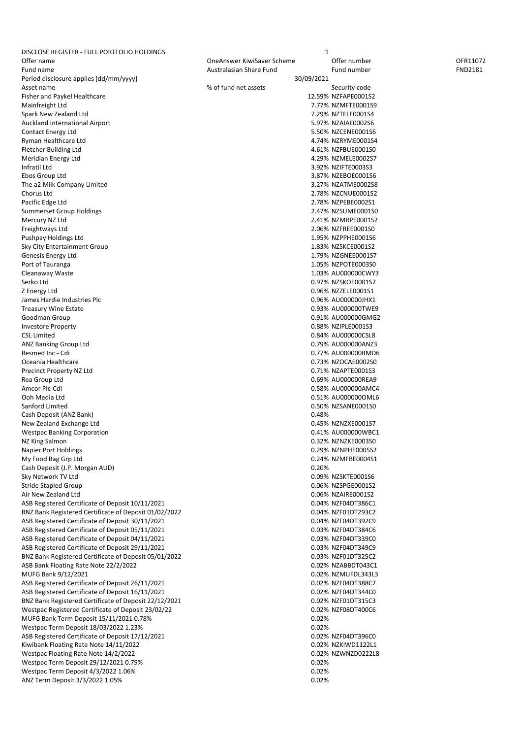DISCLOSE REGISTER - FULL PORTFOLIO HOLDINGS

| | | | |
|---|---|---|---|
| Offer name | OneAnswer KiwiSaver Scheme | Offer number | OFR11072 |
| Fund name | Australasian Share Fund | Fund number | FND2181 |
| Period disclosure applies [dd/mm/yyyy] | 30/09/2021 | | |

| Asset name | % of fund net assets | Security code |
|---|---|---|
| Fisher and Paykel Healthcare | 12.59% | NZFAPE0001S2 |
| Mainfreight Ltd | 7.77% | NZMFTE0001S9 |
| Spark New Zealand Ltd | 7.29% | NZTELE0001S4 |
| Auckland International Airport | 5.97% | NZAIAE0002S6 |
| Contact Energy Ltd | 5.50% | NZCENE0001S6 |
| Ryman Healthcare Ltd | 4.74% | NZRYME0001S4 |
| Fletcher Building Ltd | 4.61% | NZFBUE0001S0 |
| Meridian Energy Ltd | 4.29% | NZMELE0002S7 |
| Infratil Ltd | 3.92% | NZIFTE0003S3 |
| Ebos Group Ltd | 3.87% | NZEBOE0001S6 |
| The a2 Milk Company Limited | 3.27% | NZATME0002S8 |
| Chorus Ltd | 2.78% | NZCNUE0001S2 |
| Pacific Edge Ltd | 2.78% | NZPEBE0002S1 |
| Summerset Group Holdings | 2.47% | NZSUME0001S0 |
| Mercury NZ Ltd | 2.41% | NZMRPE0001S2 |
| Freightways Ltd | 2.06% | NZFREE0001S0 |
| Pushpay Holdings Ltd | 1.95% | NZPPHE0001S6 |
| Sky City Entertainment Group | 1.83% | NZSKCE0001S2 |
| Genesis Energy Ltd | 1.79% | NZGNEE0001S7 |
| Port of Tauranga | 1.05% | NZPOTE0003S0 |
| Cleanaway Waste | 1.03% | AU000000CWY3 |
| Serko Ltd | 0.97% | NZSKOE0001S7 |
| Z Energy Ltd | 0.96% | NZZELE0001S1 |
| James Hardie Industries Plc | 0.96% | AU000000JHX1 |
| Treasury Wine Estate | 0.93% | AU000000TWE9 |
| Goodman Group | 0.91% | AU000000GMG2 |
| Investore Property | 0.88% | NZIPLE0001S3 |
| CSL Limited | 0.84% | AU000000CSL8 |
| ANZ Banking Group Ltd | 0.79% | AU000000ANZ3 |
| Resmed Inc - Cdi | 0.77% | AU000000RMD6 |
| Oceania Healthcare | 0.73% | NZOCAE0002S0 |
| Precinct Property NZ Ltd | 0.71% | NZAPTE0001S3 |
| Rea Group Ltd | 0.69% | AU000000REA9 |
| Amcor Plc-Cdi | 0.58% | AU000000AMC4 |
| Ooh Media Ltd | 0.51% | AU000000OML6 |
| Sanford Limited | 0.50% | NZSANE0001S0 |
| Cash Deposit (ANZ Bank) | 0.48% | |
| New Zealand Exchange Ltd | 0.45% | NZNZXE0001S7 |
| Westpac Banking Corporation | 0.41% | AU000000WBC1 |
| NZ King Salmon | 0.32% | NZNZKE0003S0 |
| Napier Port Holdings | 0.29% | NZNPHE0005S2 |
| My Food Bag Grp Ltd | 0.24% | NZMFBE0004S1 |
| Cash Deposit (J.P. Morgan AUD) | 0.20% | |
| Sky Network TV Ltd | 0.09% | NZSKTE0001S6 |
| Stride Stapled Group | 0.06% | NZSPGE0001S2 |
| Air New Zealand Ltd | 0.06% | NZAIRE0001S2 |
| ASB Registered Certificate of Deposit 10/11/2021 | 0.04% | NZF04DT386C1 |
| BNZ Bank Registered Certificate of Deposit 01/02/2022 | 0.04% | NZF01DT293C2 |
| ASB Registered Certificate of Deposit 30/11/2021 | 0.04% | NZF04DT392C9 |
| ASB Registered Certificate of Deposit 05/11/2021 | 0.03% | NZF04DT384C6 |
| ASB Registered Certificate of Deposit 04/11/2021 | 0.03% | NZF04DT339C0 |
| ASB Registered Certificate of Deposit 29/11/2021 | 0.03% | NZF04DT349C9 |
| BNZ Bank Registered Certificate of Deposit 05/01/2022 | 0.03% | NZF01DT325C2 |
| ASB Bank Floating Rate Note 22/2/2022 | 0.02% | NZABBDT043C1 |
| MUFG Bank 9/12/2021 | 0.02% | NZMUFDL343L3 |
| ASB Registered Certificate of Deposit 26/11/2021 | 0.02% | NZF04DT388C7 |
| ASB Registered Certificate of Deposit 16/11/2021 | 0.02% | NZF04DT344C0 |
| BNZ Bank Registered Certificate of Deposit 22/12/2021 | 0.02% | NZF01DT315C3 |
| Westpac Registered Certificate of Deposit 23/02/22 | 0.02% | NZF08DT400C6 |
| MUFG Bank Term Deposit 15/11/2021 0.78% | 0.02% | |
| Westpac Term Deposit 18/03/2022 1.23% | 0.02% | |
| ASB Registered Certificate of Deposit 17/12/2021 | 0.02% | NZF04DT396C0 |
| Kiwibank Floating Rate Note 14/11/2022 | 0.02% | NZKIWD1122L1 |
| Westpac Floating Rate Note 14/2/2022 | 0.02% | NZWNZD0222L8 |
| Westpac Term Deposit 29/12/2021 0.79% | 0.02% | |
| Westpac Term Deposit 4/3/2022 1.06% | 0.02% | |
| ANZ Term Deposit 3/3/2022 1.05% | 0.02% | |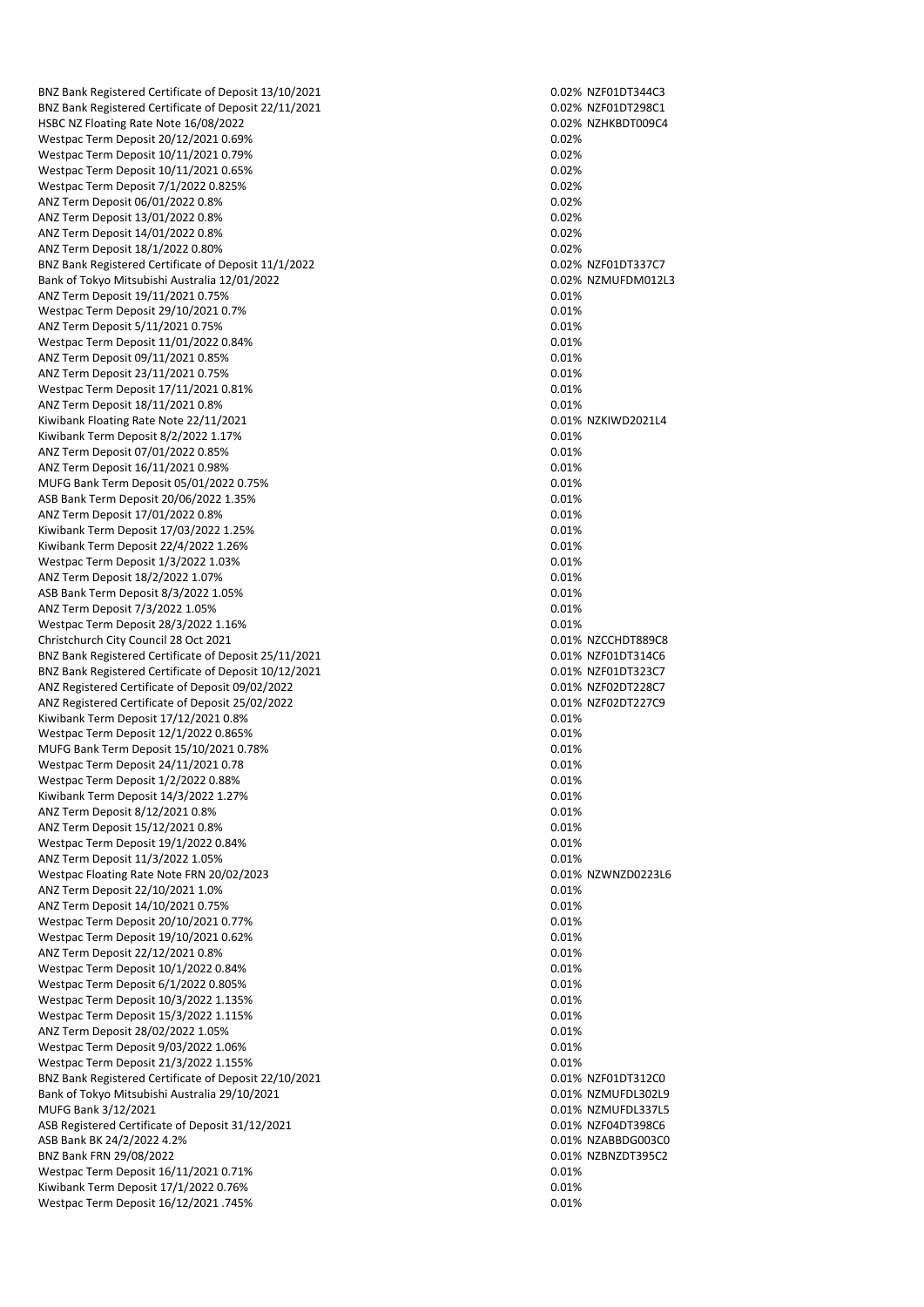| | | |
|---|---|---|
| BNZ Bank Registered Certificate of Deposit 13/10/2021 | 0.02% | NZF01DT344C3 |
| BNZ Bank Registered Certificate of Deposit 22/11/2021 | 0.02% | NZF01DT298C1 |
| HSBC NZ Floating Rate Note 16/08/2022 | 0.02% | NZHKBDT009C4 |
| Westpac Term Deposit 20/12/2021 0.69% | 0.02% | |
| Westpac Term Deposit 10/11/2021 0.79% | 0.02% | |
| Westpac Term Deposit 10/11/2021 0.65% | 0.02% | |
| Westpac Term Deposit 7/1/2022 0.825% | 0.02% | |
| ANZ Term Deposit 06/01/2022 0.8% | 0.02% | |
| ANZ Term Deposit 13/01/2022 0.8% | 0.02% | |
| ANZ Term Deposit 14/01/2022 0.8% | 0.02% | |
| ANZ Term Deposit 18/1/2022 0.80% | 0.02% | |
| BNZ Bank Registered Certificate of Deposit 11/1/2022 | 0.02% | NZF01DT337C7 |
| Bank of Tokyo Mitsubishi Australia 12/01/2022 | 0.02% | NZMUFDM012L3 |
| ANZ Term Deposit 19/11/2021 0.75% | 0.01% | |
| Westpac Term Deposit 29/10/2021 0.7% | 0.01% | |
| ANZ Term Deposit 5/11/2021 0.75% | 0.01% | |
| Westpac Term Deposit 11/01/2022 0.84% | 0.01% | |
| ANZ Term Deposit 09/11/2021 0.85% | 0.01% | |
| ANZ Term Deposit 23/11/2021 0.75% | 0.01% | |
| Westpac Term Deposit 17/11/2021 0.81% | 0.01% | |
| ANZ Term Deposit 18/11/2021 0.8% | 0.01% | |
| Kiwibank Floating Rate Note 22/11/2021 | 0.01% | NZKIWD2021L4 |
| Kiwibank Term Deposit 8/2/2022 1.17% | 0.01% | |
| ANZ Term Deposit 07/01/2022 0.85% | 0.01% | |
| ANZ Term Deposit 16/11/2021 0.98% | 0.01% | |
| MUFG Bank Term Deposit 05/01/2022 0.75% | 0.01% | |
| ASB Bank Term Deposit 20/06/2022 1.35% | 0.01% | |
| ANZ Term Deposit 17/01/2022 0.8% | 0.01% | |
| Kiwibank Term Deposit 17/03/2022 1.25% | 0.01% | |
| Kiwibank Term Deposit 22/4/2022 1.26% | 0.01% | |
| Westpac Term Deposit 1/3/2022 1.03% | 0.01% | |
| ANZ Term Deposit 18/2/2022 1.07% | 0.01% | |
| ASB Bank Term Deposit 8/3/2022 1.05% | 0.01% | |
| ANZ Term Deposit 7/3/2022 1.05% | 0.01% | |
| Westpac Term Deposit 28/3/2022 1.16% | 0.01% | |
| Christchurch City Council 28 Oct 2021 | 0.01% | NZCCHDT889C8 |
| BNZ Bank Registered Certificate of Deposit 25/11/2021 | 0.01% | NZF01DT314C6 |
| BNZ Bank Registered Certificate of Deposit 10/12/2021 | 0.01% | NZF01DT323C7 |
| ANZ Registered Certificate of Deposit 09/02/2022 | 0.01% | NZF02DT228C7 |
| ANZ Registered Certificate of Deposit 25/02/2022 | 0.01% | NZF02DT227C9 |
| Kiwibank Term Deposit 17/12/2021 0.8% | 0.01% | |
| Westpac Term Deposit 12/1/2022 0.865% | 0.01% | |
| MUFG Bank Term Deposit 15/10/2021 0.78% | 0.01% | |
| Westpac Term Deposit 24/11/2021 0.78 | 0.01% | |
| Westpac Term Deposit 1/2/2022 0.88% | 0.01% | |
| Kiwibank Term Deposit 14/3/2022 1.27% | 0.01% | |
| ANZ Term Deposit 8/12/2021 0.8% | 0.01% | |
| ANZ Term Deposit 15/12/2021 0.8% | 0.01% | |
| Westpac Term Deposit 19/1/2022 0.84% | 0.01% | |
| ANZ Term Deposit 11/3/2022 1.05% | 0.01% | |
| Westpac Floating Rate Note FRN 20/02/2023 | 0.01% | NZWNZD0223L6 |
| ANZ Term Deposit 22/10/2021 1.0% | 0.01% | |
| ANZ Term Deposit 14/10/2021 0.75% | 0.01% | |
| Westpac Term Deposit 20/10/2021 0.77% | 0.01% | |
| Westpac Term Deposit 19/10/2021 0.62% | 0.01% | |
| ANZ Term Deposit 22/12/2021 0.8% | 0.01% | |
| Westpac Term Deposit 10/1/2022 0.84% | 0.01% | |
| Westpac Term Deposit 6/1/2022 0.805% | 0.01% | |
| Westpac Term Deposit 10/3/2022 1.135% | 0.01% | |
| Westpac Term Deposit 15/3/2022 1.115% | 0.01% | |
| ANZ Term Deposit 28/02/2022 1.05% | 0.01% | |
| Westpac Term Deposit 9/03/2022 1.06% | 0.01% | |
| Westpac Term Deposit 21/3/2022 1.155% | 0.01% | |
| BNZ Bank Registered Certificate of Deposit 22/10/2021 | 0.01% | NZF01DT312C0 |
| Bank of Tokyo Mitsubishi Australia 29/10/2021 | 0.01% | NZMUFDL302L9 |
| MUFG Bank 3/12/2021 | 0.01% | NZMUFDL337L5 |
| ASB Registered Certificate of Deposit 31/12/2021 | 0.01% | NZF04DT398C6 |
| ASB Bank BK 24/2/2022 4.2% | 0.01% | NZABBDG003C0 |
| BNZ Bank FRN 29/08/2022 | 0.01% | NZBNZDT395C2 |
| Westpac Term Deposit 16/11/2021 0.71% | 0.01% | |
| Kiwibank Term Deposit 17/1/2022 0.76% | 0.01% | |
| Westpac Term Deposit 16/12/2021 .745% | 0.01% | |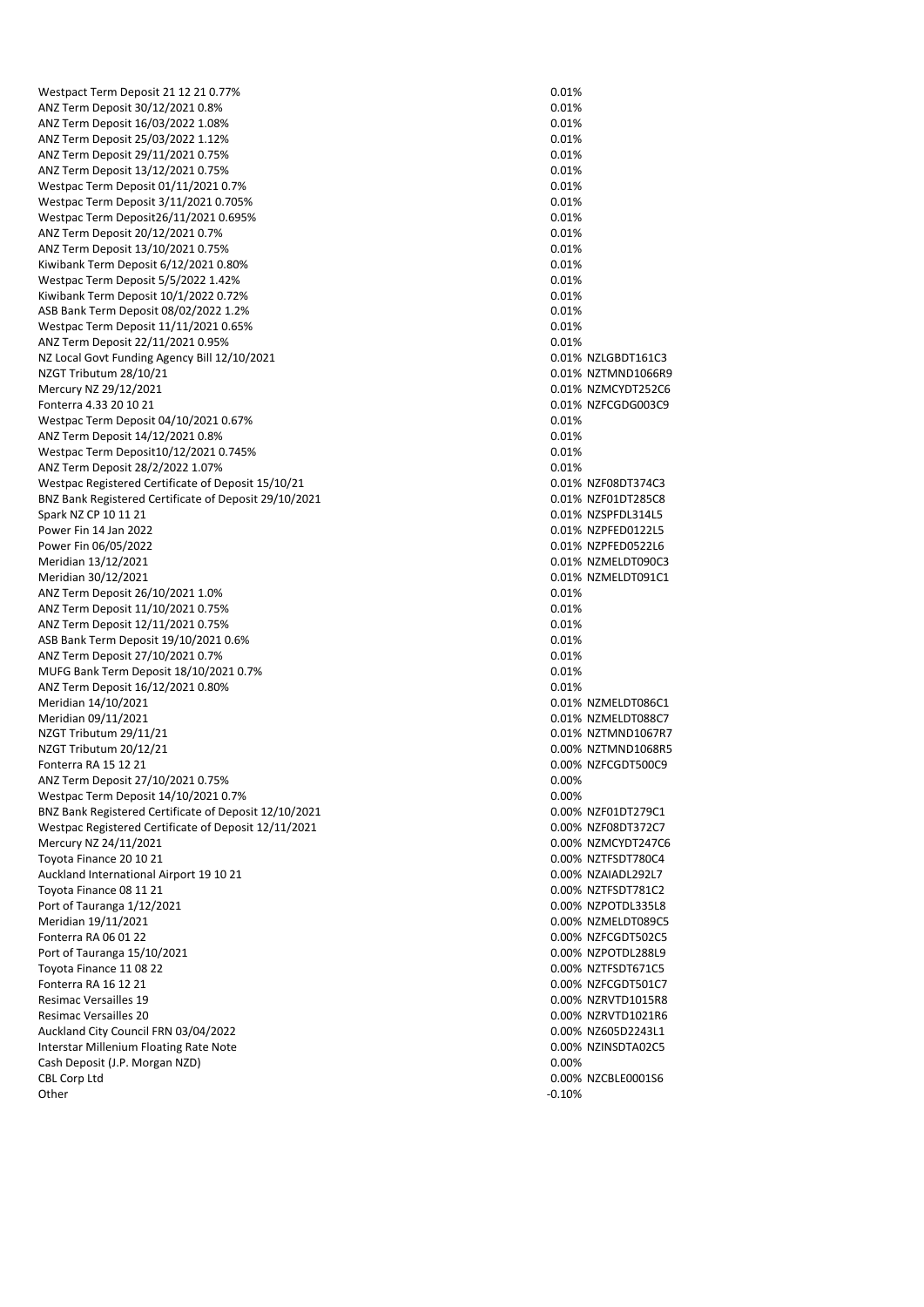| | | |
|---|---|---|
| Westpact Term Deposit 21 12 21 0.77% | 0.01% | |
| ANZ Term Deposit 30/12/2021 0.8% | 0.01% | |
| ANZ Term Deposit 16/03/2022 1.08% | 0.01% | |
| ANZ Term Deposit 25/03/2022 1.12% | 0.01% | |
| ANZ Term Deposit 29/11/2021 0.75% | 0.01% | |
| ANZ Term Deposit 13/12/2021 0.75% | 0.01% | |
| Westpac Term Deposit 01/11/2021 0.7% | 0.01% | |
| Westpac Term Deposit 3/11/2021 0.705% | 0.01% | |
| Westpac Term Deposit26/11/2021 0.695% | 0.01% | |
| ANZ Term Deposit 20/12/2021 0.7% | 0.01% | |
| ANZ Term Deposit 13/10/2021 0.75% | 0.01% | |
| Kiwibank Term Deposit 6/12/2021 0.80% | 0.01% | |
| Westpac Term Deposit 5/5/2022 1.42% | 0.01% | |
| Kiwibank Term Deposit 10/1/2022 0.72% | 0.01% | |
| ASB Bank Term Deposit 08/02/2022 1.2% | 0.01% | |
| Westpac Term Deposit 11/11/2021 0.65% | 0.01% | |
| ANZ Term Deposit 22/11/2021 0.95% | 0.01% | |
| NZ Local Govt Funding Agency Bill 12/10/2021 | 0.01% | NZLGBDT161C3 |
| NZGT Tributum 28/10/21 | 0.01% | NZTMND1066R9 |
| Mercury NZ 29/12/2021 | 0.01% | NZMCYDT252C6 |
| Fonterra 4.33 20 10 21 | 0.01% | NZFCGDG003C9 |
| Westpac Term Deposit 04/10/2021 0.67% | 0.01% | |
| ANZ Term Deposit 14/12/2021 0.8% | 0.01% | |
| Westpac Term Deposit10/12/2021 0.745% | 0.01% | |
| ANZ Term Deposit 28/2/2022 1.07% | 0.01% | |
| Westpac Registered Certificate of Deposit 15/10/21 | 0.01% | NZF08DT374C3 |
| BNZ Bank Registered Certificate of Deposit 29/10/2021 | 0.01% | NZF01DT285C8 |
| Spark NZ CP 10 11 21 | 0.01% | NZSPFDL314L5 |
| Power Fin 14 Jan 2022 | 0.01% | NZPFED0122L5 |
| Power Fin 06/05/2022 | 0.01% | NZPFED0522L6 |
| Meridian 13/12/2021 | 0.01% | NZMELDT090C3 |
| Meridian 30/12/2021 | 0.01% | NZMELDT091C1 |
| ANZ Term Deposit 26/10/2021 1.0% | 0.01% | |
| ANZ Term Deposit 11/10/2021 0.75% | 0.01% | |
| ANZ Term Deposit 12/11/2021 0.75% | 0.01% | |
| ASB Bank Term Deposit 19/10/2021 0.6% | 0.01% | |
| ANZ Term Deposit 27/10/2021 0.7% | 0.01% | |
| MUFG Bank Term Deposit 18/10/2021 0.7% | 0.01% | |
| ANZ Term Deposit 16/12/2021 0.80% | 0.01% | |
| Meridian 14/10/2021 | 0.01% | NZMELDT086C1 |
| Meridian 09/11/2021 | 0.01% | NZMELDT088C7 |
| NZGT Tributum 29/11/21 | 0.01% | NZTMND1067R7 |
| NZGT Tributum 20/12/21 | 0.00% | NZTMND1068R5 |
| Fonterra RA 15 12 21 | 0.00% | NZFCGDT500C9 |
| ANZ Term Deposit 27/10/2021 0.75% | 0.00% | |
| Westpac Term Deposit 14/10/2021 0.7% | 0.00% | |
| BNZ Bank Registered Certificate of Deposit 12/10/2021 | 0.00% | NZF01DT279C1 |
| Westpac Registered Certificate of Deposit 12/11/2021 | 0.00% | NZF08DT372C7 |
| Mercury NZ 24/11/2021 | 0.00% | NZMCYDT247C6 |
| Toyota Finance 20 10 21 | 0.00% | NZTFSDT780C4 |
| Auckland International Airport 19 10 21 | 0.00% | NZAIADL292L7 |
| Toyota Finance 08 11 21 | 0.00% | NZTFSDT781C2 |
| Port of Tauranga 1/12/2021 | 0.00% | NZPOTDL335L8 |
| Meridian 19/11/2021 | 0.00% | NZMELDT089C5 |
| Fonterra RA 06 01 22 | 0.00% | NZFCGDT502C5 |
| Port of Tauranga 15/10/2021 | 0.00% | NZPOTDL288L9 |
| Toyota Finance 11 08 22 | 0.00% | NZTFSDT671C5 |
| Fonterra RA 16 12 21 | 0.00% | NZFCGDT501C7 |
| Resimac Versailles 19 | 0.00% | NZRVTD1015R8 |
| Resimac Versailles 20 | 0.00% | NZRVTD1021R6 |
| Auckland City Council FRN 03/04/2022 | 0.00% | NZ605D2243L1 |
| Interstar Millenium Floating Rate Note | 0.00% | NZINSDTA02C5 |
| Cash Deposit (J.P. Morgan NZD) | 0.00% | |
| CBL Corp Ltd | 0.00% | NZCBLE0001S6 |
| Other | -0.10% | |